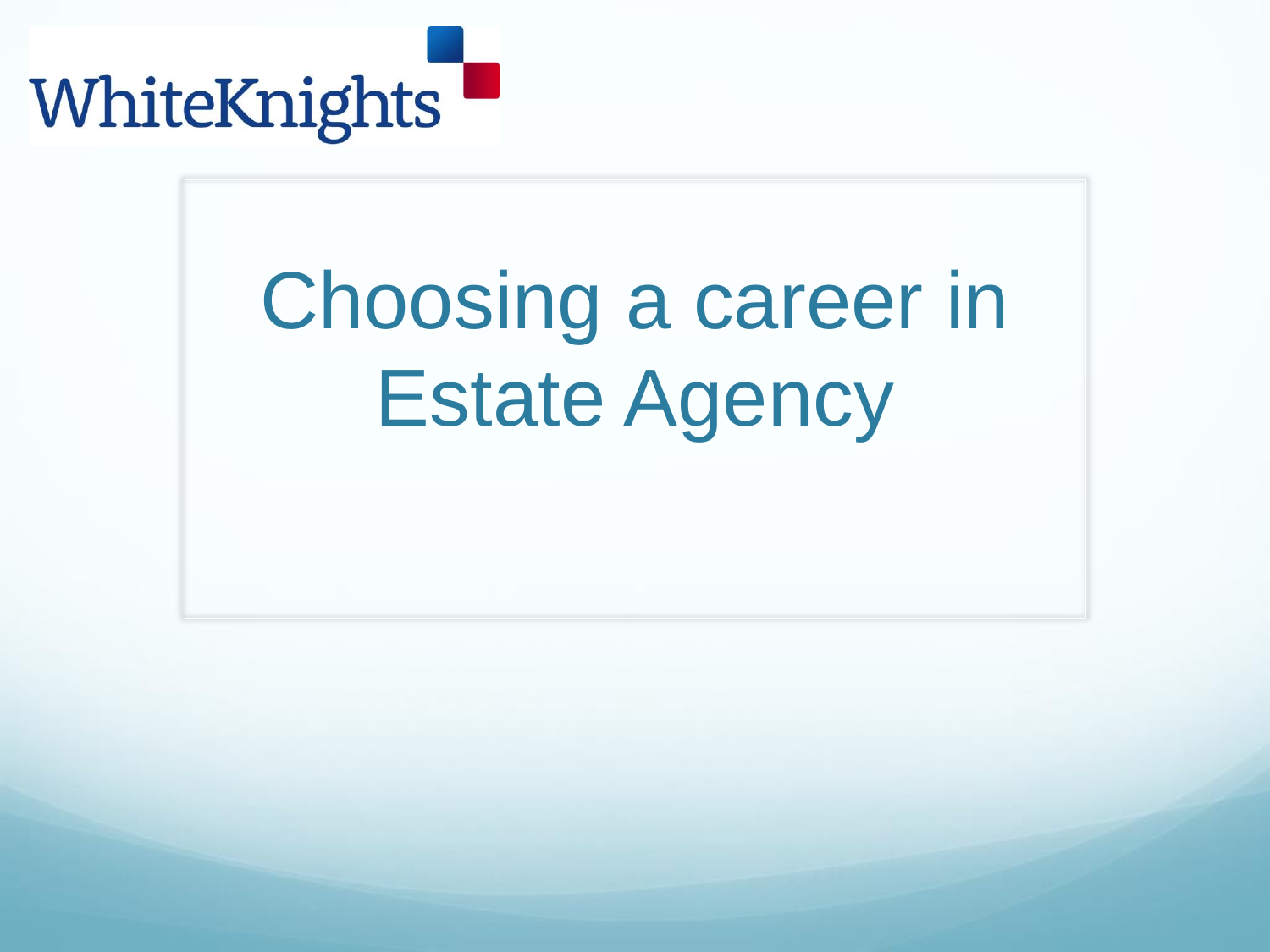WhiteKnights

# Choosing a career in Estate Agency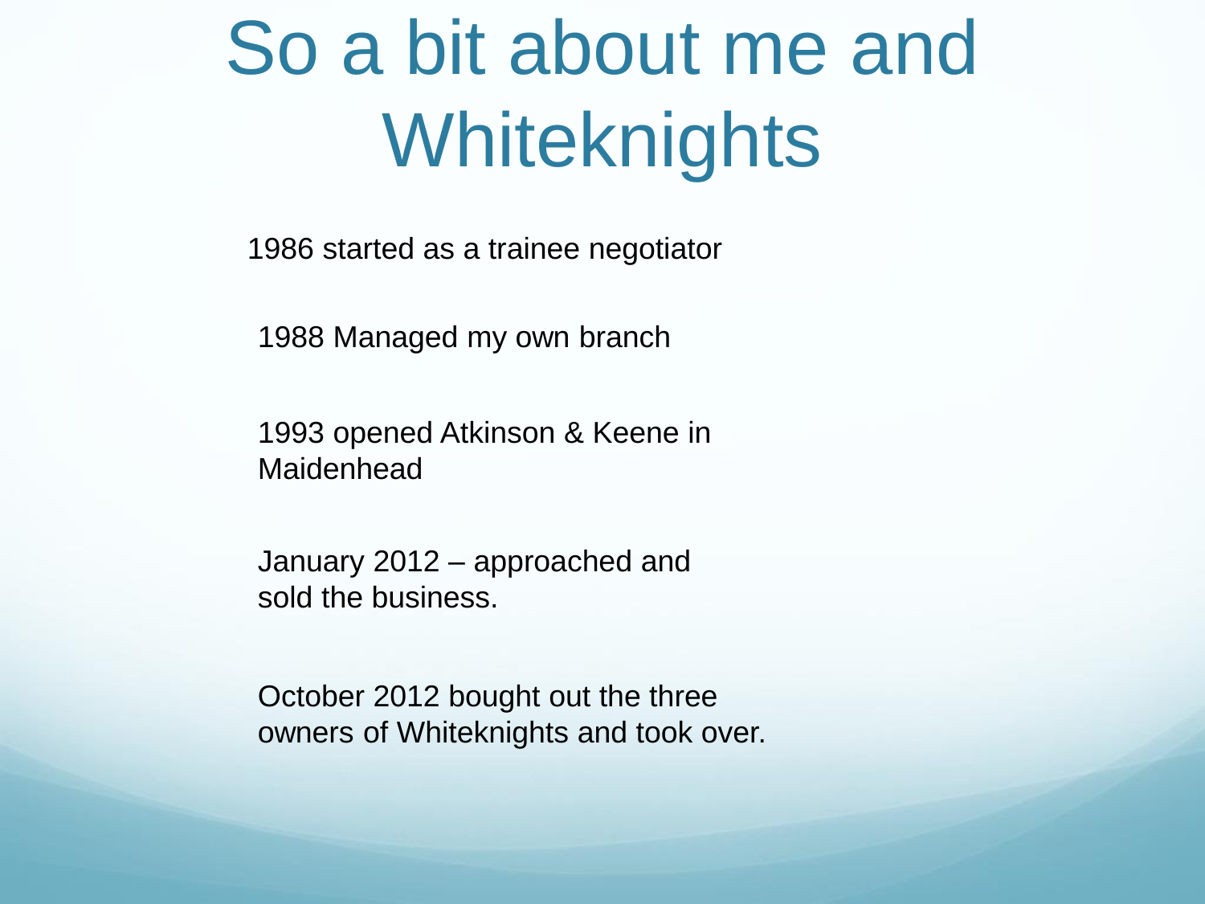# So a bit about me and Whiteknights

1986 started as a trainee negotiator

1988 Managed my own branch

1993 opened Atkinson & Keene in Maidenhead

January 2012 – approached and sold the business.

October 2012 bought out the three owners of Whiteknights and took over.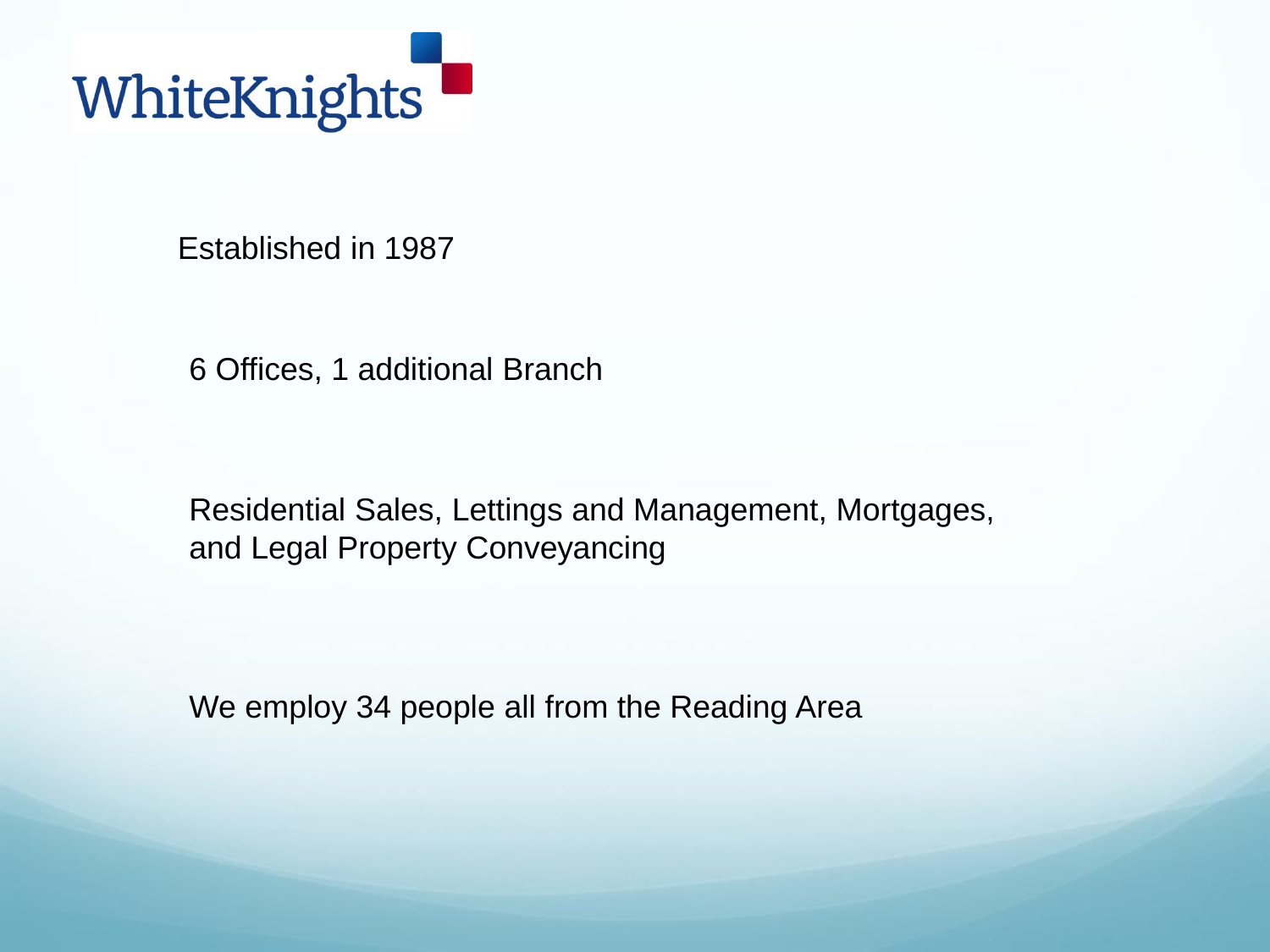# WhiteKnights

Established in 1987

6 Offices, 1 additional Branch

Residential Sales, Lettings and Management, Mortgages, and Legal Property Conveyancing

We employ 34 people all from the Reading Area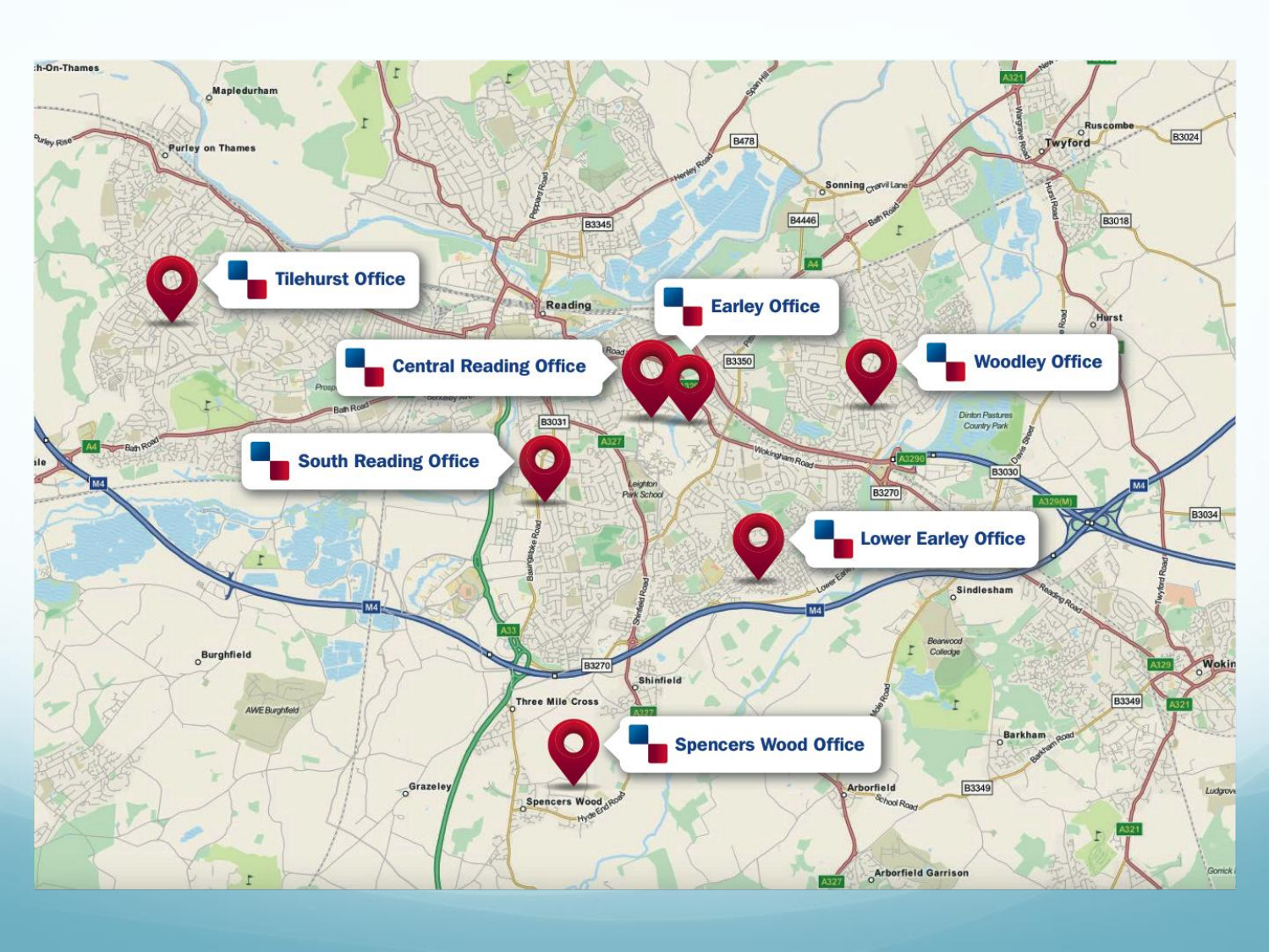- Tilehurst Office
- Central Reading Office
- Earley Office
- Woodley Office
- South Reading Office
- Lower Earley Office
- Spencers Wood Office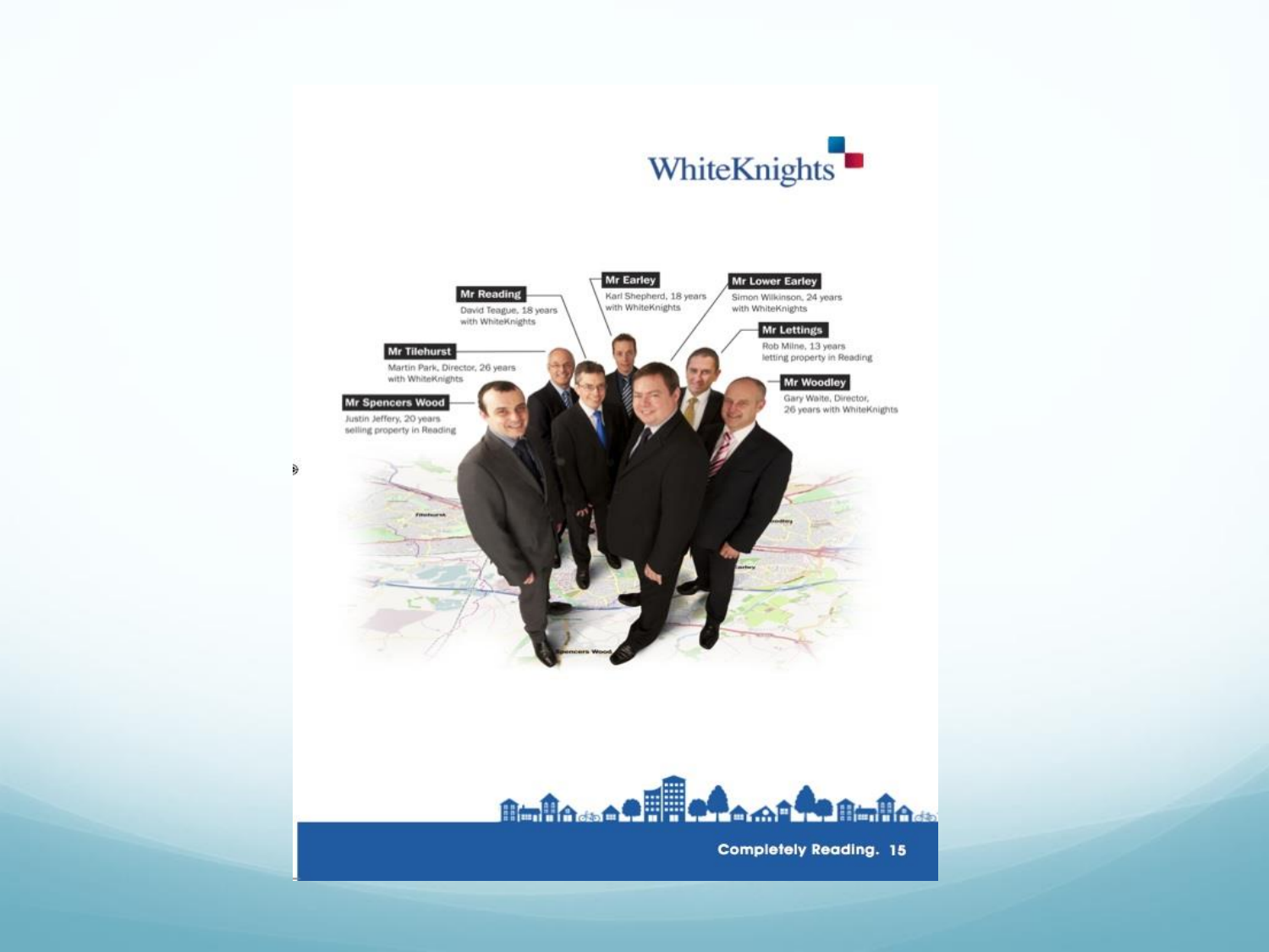WhiteKnights

**Mr Reading**
David Teague, 18 years with WhiteKnights

**Mr Earley**
Karl Shepherd, 18 years with WhiteKnights

**Mr Lower Earley**
Simon Wilkinson, 24 years with WhiteKnights

**Mr Lettings**
Rob Milne, 13 years letting property in Reading

**Mr Tilehurst**
Martin Park, Director, 26 years with WhiteKnights

**Mr Spencers Wood**
Justin Jeffery, 20 years selling property in Reading

**Mr Woodley**
Gary Waite, Director, 26 years with WhiteKnights

**Completely Reading.**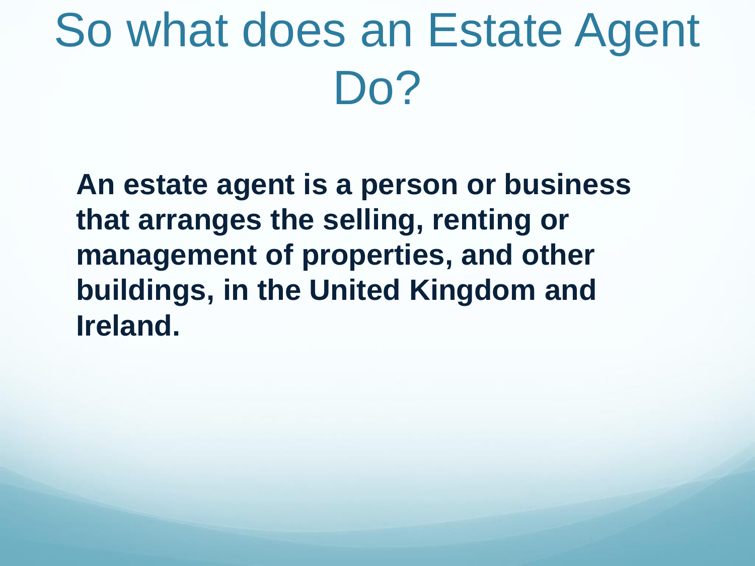# So what does an Estate Agent Do?

**An estate agent is a person or business that arranges the selling, renting or management of properties, and other buildings, in the United Kingdom and Ireland.**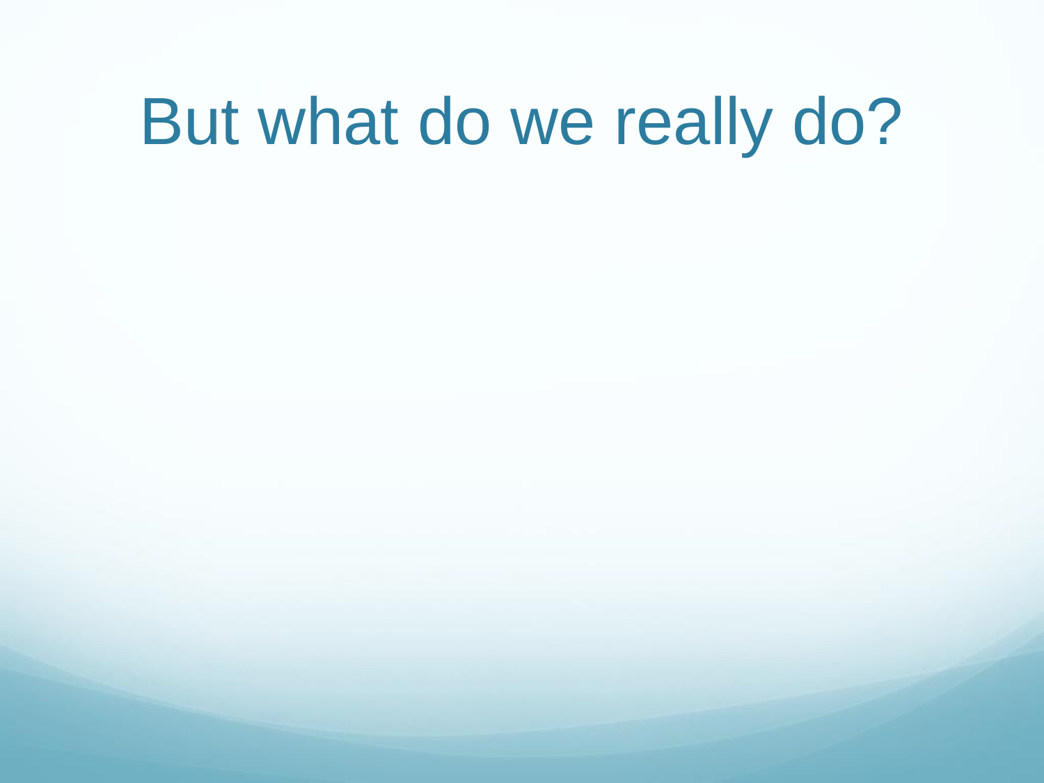# But what do we really do?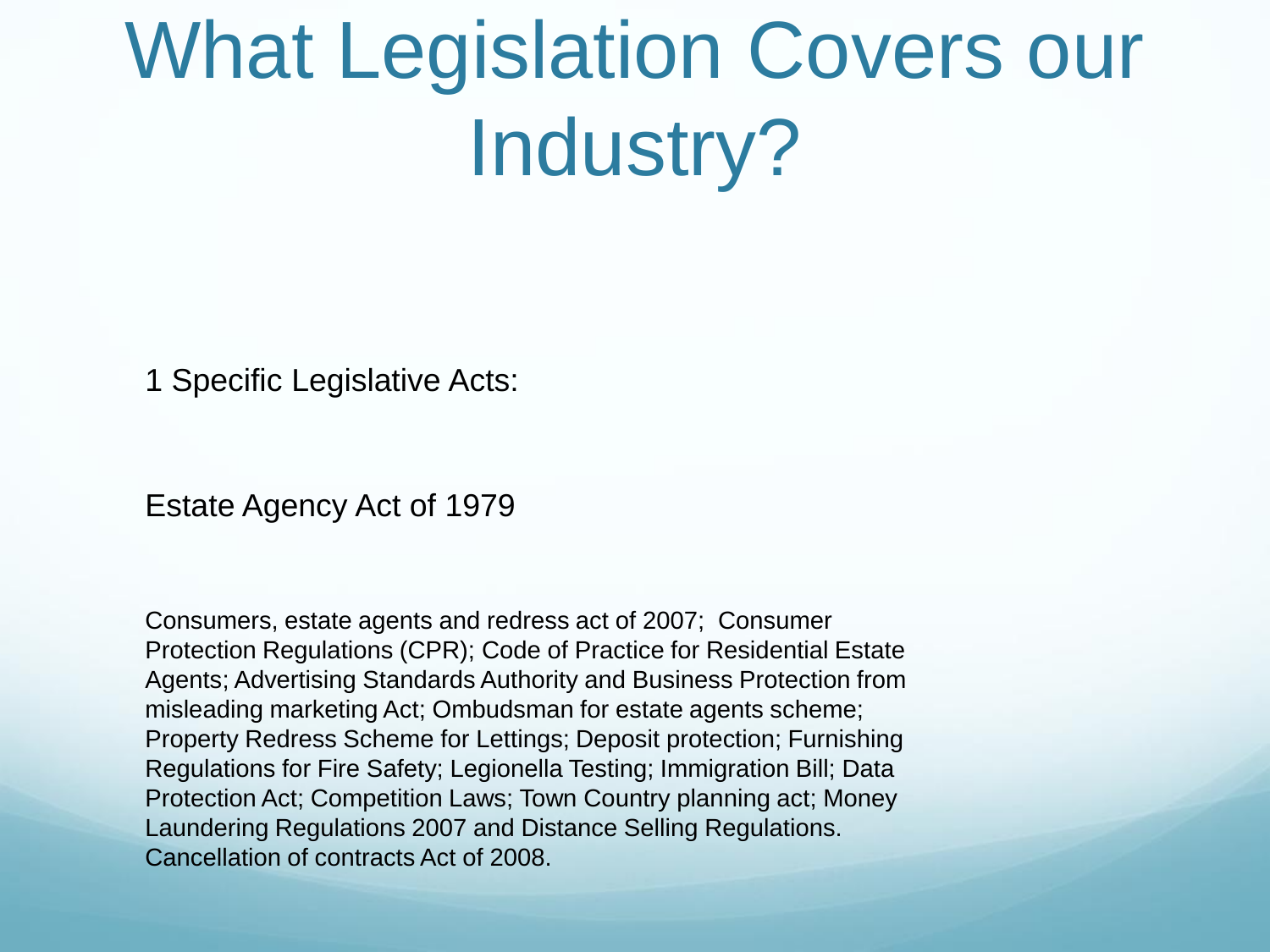# What Legislation Covers our Industry?

1 Specific Legislative Acts:

Estate Agency Act of 1979

Consumers, estate agents and redress act of 2007;  Consumer Protection Regulations (CPR); Code of Practice for Residential Estate Agents; Advertising Standards Authority and Business Protection from misleading marketing Act; Ombudsman for estate agents scheme; Property Redress Scheme for Lettings; Deposit protection; Furnishing Regulations for Fire Safety; Legionella Testing; Immigration Bill; Data Protection Act; Competition Laws; Town Country planning act; Money Laundering Regulations 2007 and Distance Selling Regulations. Cancellation of contracts Act of 2008.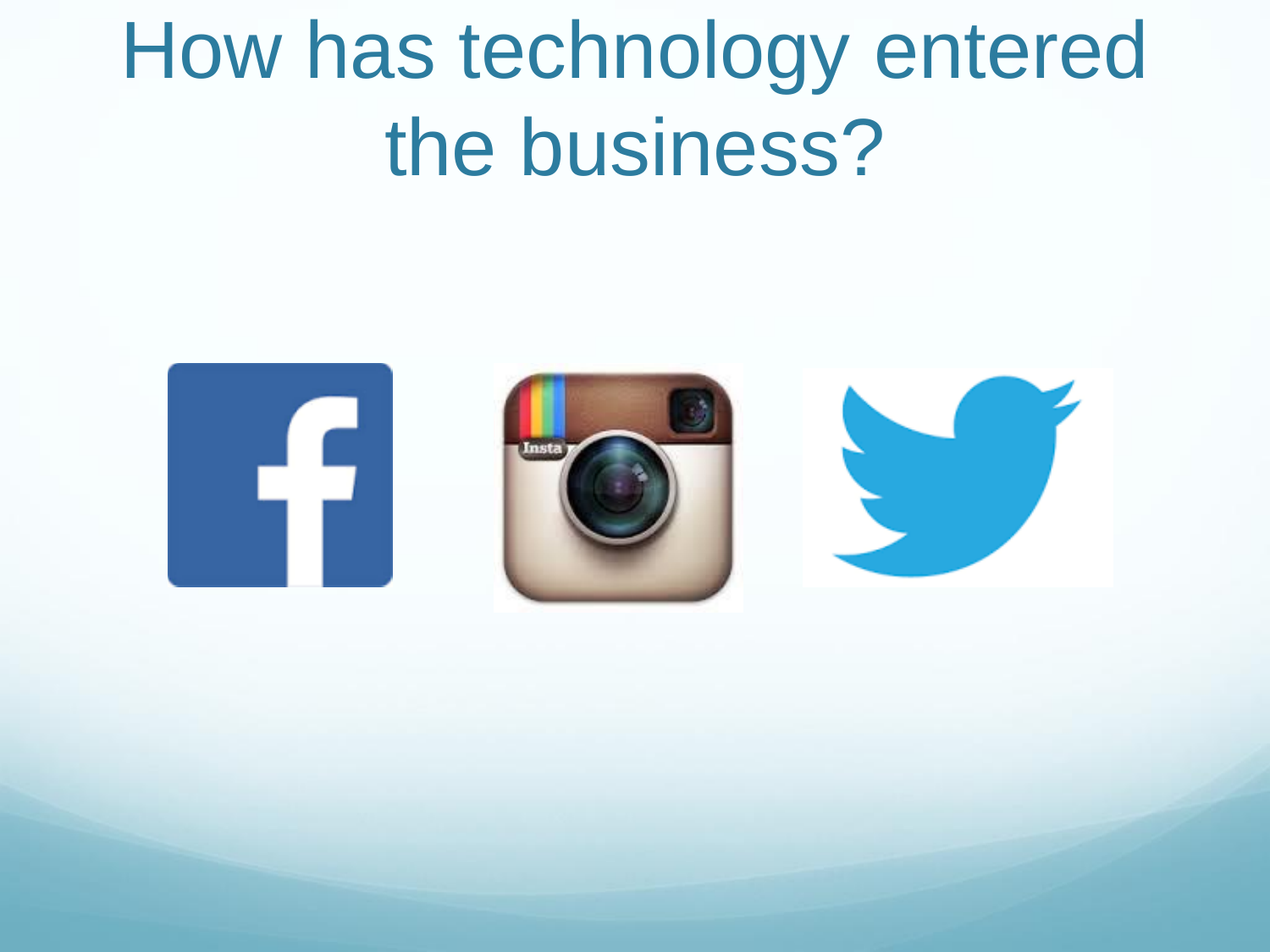# How has technology entered the business?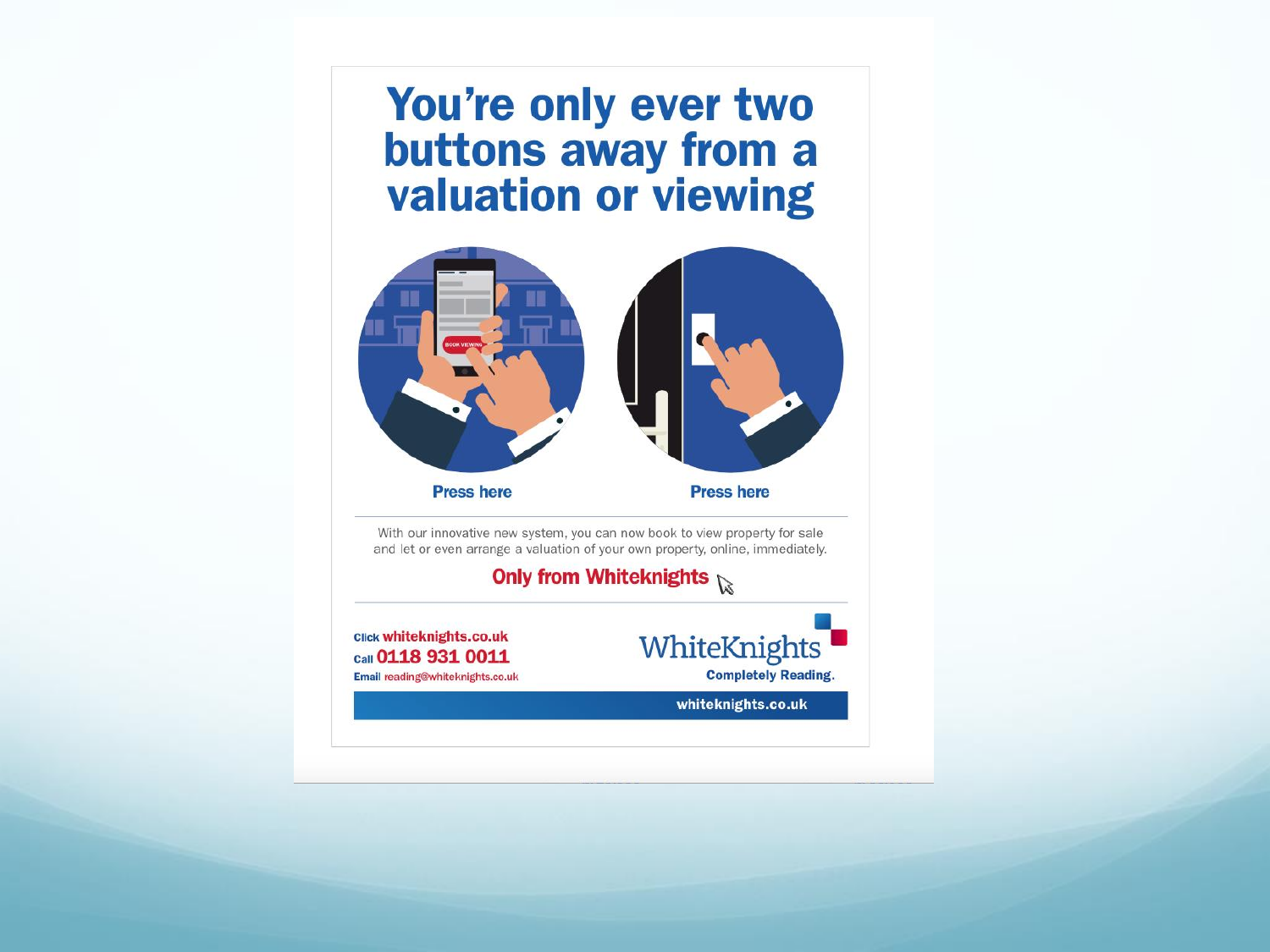# You're only ever two buttons away from a valuation or viewing

Press here

Press here

With our innovative new system, you can now book to view property for sale and let or even arrange a valuation of your own property, online, immediately.

**Only from Whiteknights**

Click **whiteknights.co.uk**
Call **0118 931 0011**
Email reading@whiteknights.co.uk

WhiteKnights
**Completely Reading.**

**whiteknights.co.uk**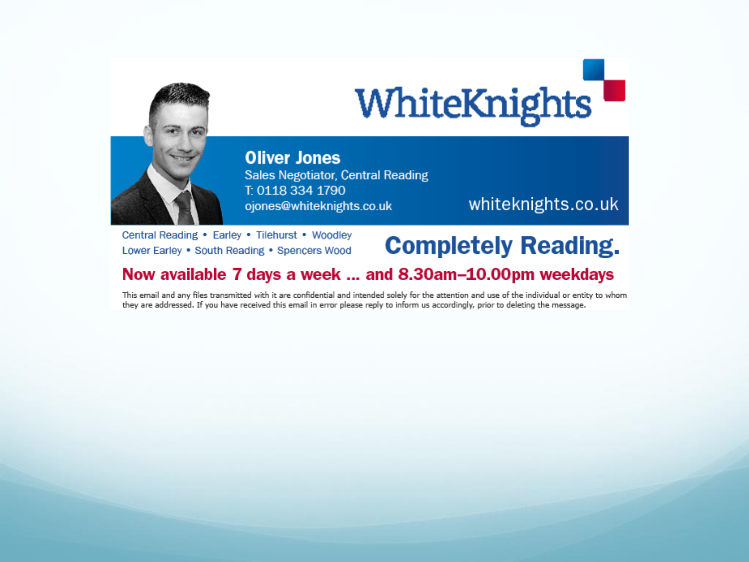WhiteKnights

**Oliver Jones**
Sales Negotiator, Central Reading
T: 0118 334 1790
ojones@whiteknights.co.uk

whiteknights.co.uk

Central Reading • Earley • Tilehurst • Woodley
Lower Earley • South Reading • Spencers Wood

**Completely Reading.**

**Now available 7 days a week ... and 8.30am–10.00pm weekdays**

This email and any files transmitted with it are confidential and intended solely for the attention and use of the individual or entity to whom they are addressed. If you have received this email in error please reply to inform us accordingly, prior to deleting the message.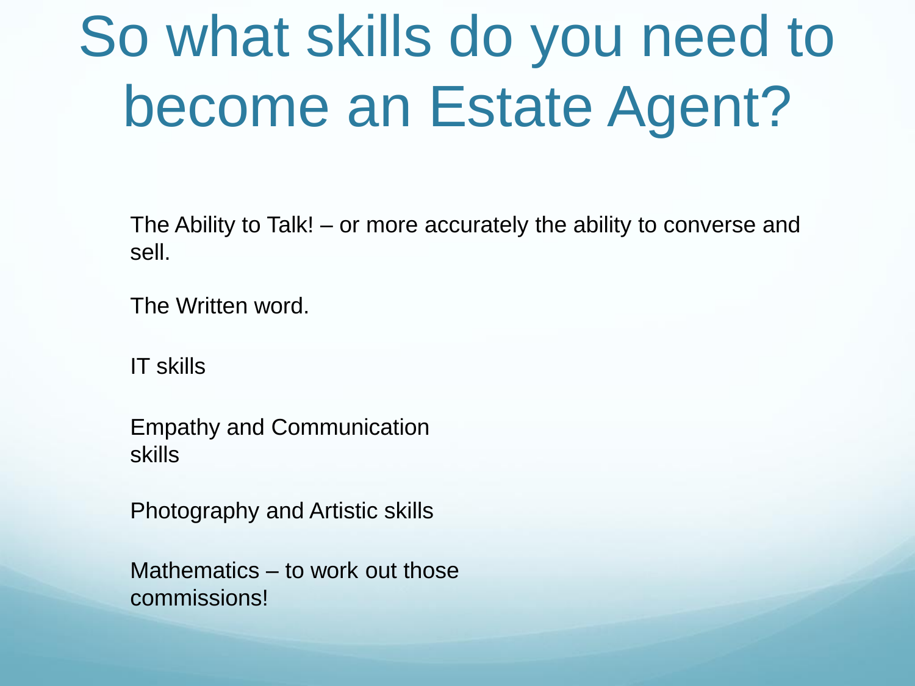# So what skills do you need to become an Estate Agent?

The Ability to Talk! – or more accurately the ability to converse and sell.

The Written word.

IT skills

Empathy and Communication skills

Photography and Artistic skills

Mathematics – to work out those commissions!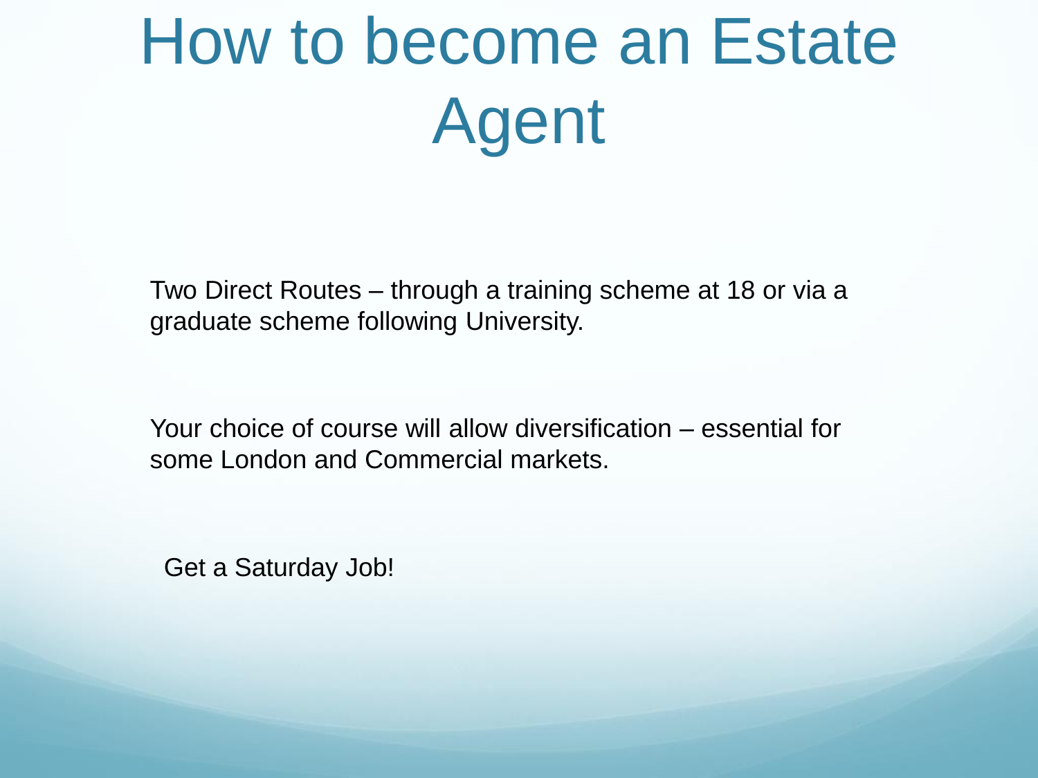# How to become an Estate Agent

Two Direct Routes – through a training scheme at 18 or via a graduate scheme following University.

Your choice of course will allow diversification – essential for some London and Commercial markets.

Get a Saturday Job!